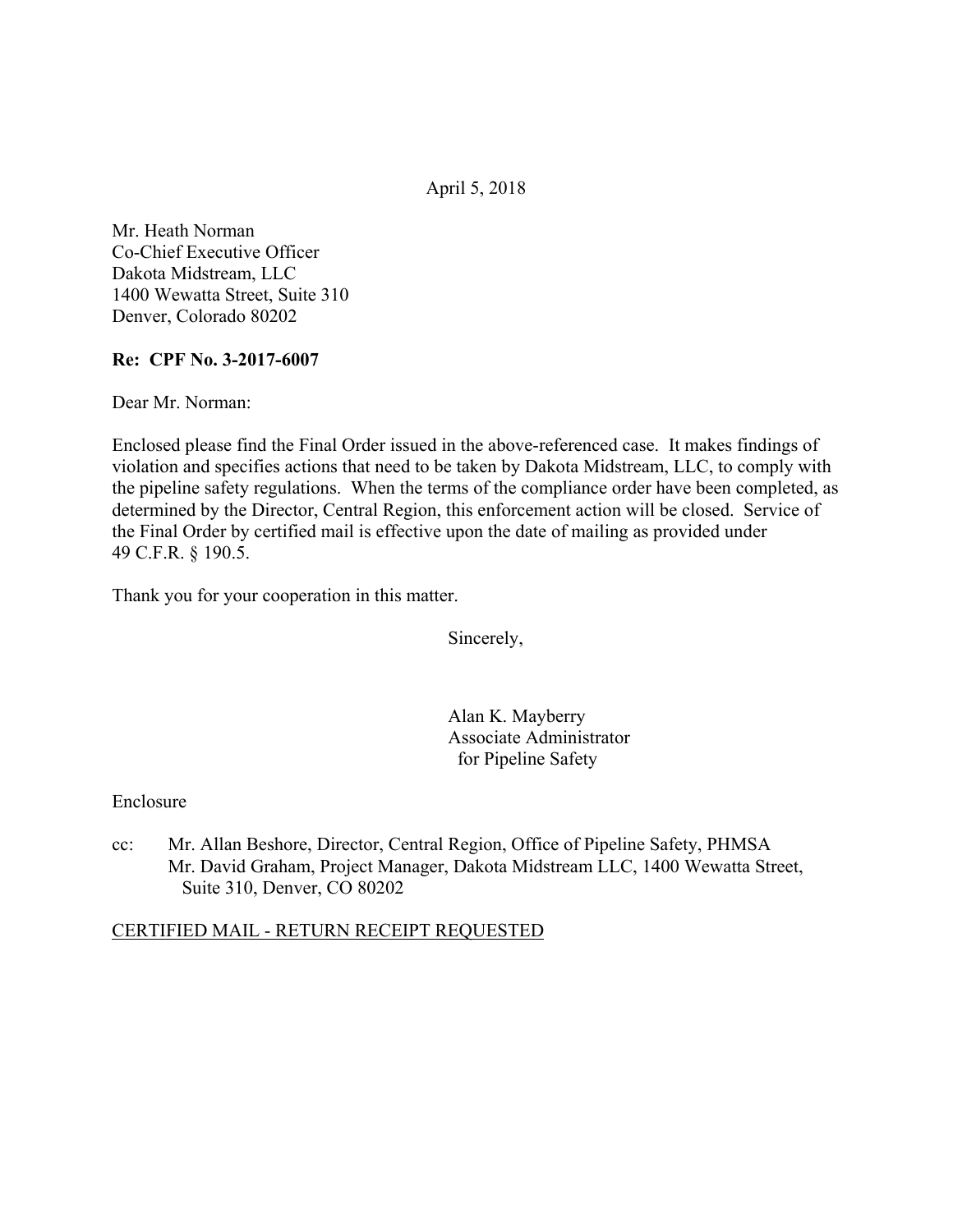April 5, 2018

Mr. Heath Norman
Co-Chief Executive Officer
Dakota Midstream, LLC
1400 Wewatta Street, Suite 310
Denver, Colorado 80202

**Re: CPF No. 3-2017-6007**

Dear Mr. Norman:

Enclosed please find the Final Order issued in the above-referenced case. It makes findings of violation and specifies actions that need to be taken by Dakota Midstream, LLC, to comply with the pipeline safety regulations. When the terms of the compliance order have been completed, as determined by the Director, Central Region, this enforcement action will be closed. Service of the Final Order by certified mail is effective upon the date of mailing as provided under 49 C.F.R. § 190.5.

Thank you for your cooperation in this matter.

Sincerely,

Alan K. Mayberry
Associate Administrator
for Pipeline Safety

Enclosure

cc: Mr. Allan Beshore, Director, Central Region, Office of Pipeline Safety, PHMSA
Mr. David Graham, Project Manager, Dakota Midstream LLC, 1400 Wewatta Street, Suite 310, Denver, CO 80202

CERTIFIED MAIL - RETURN RECEIPT REQUESTED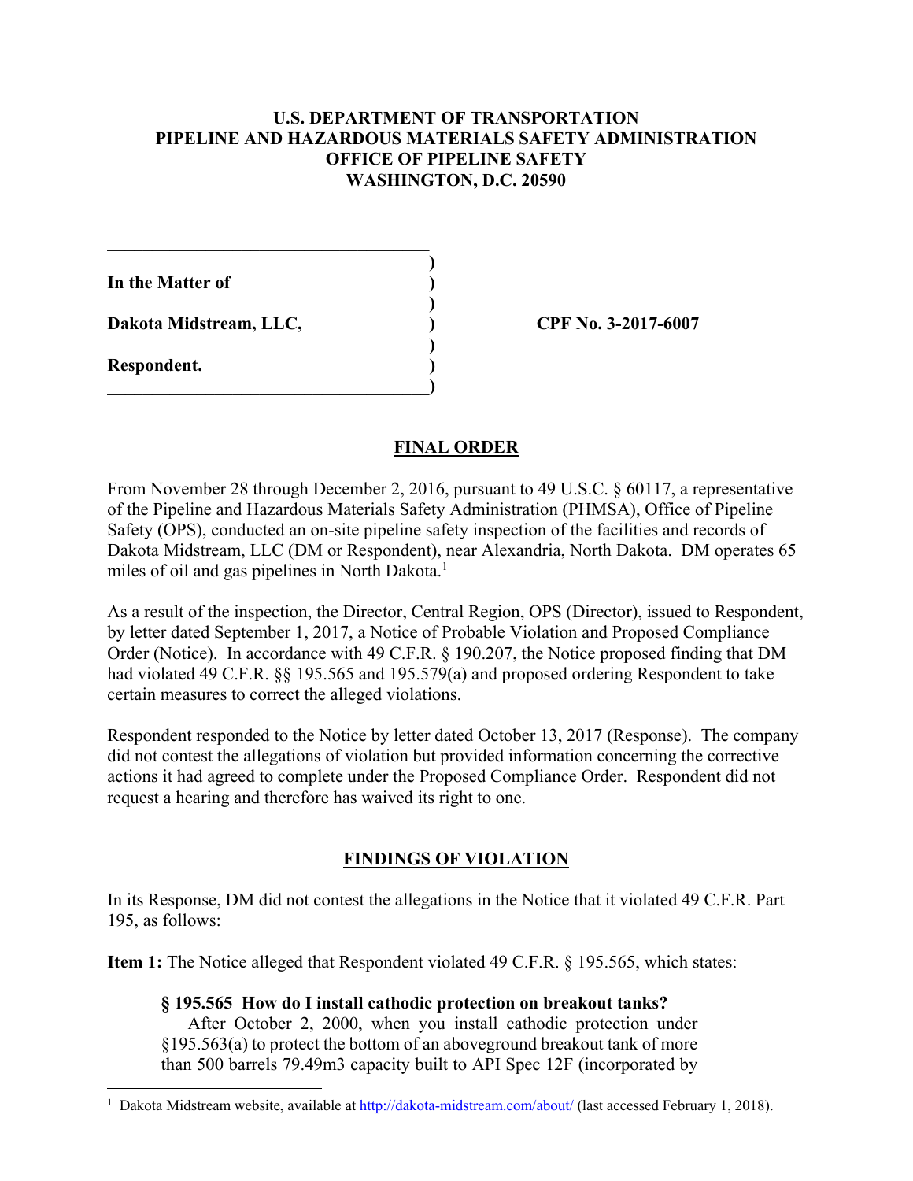**U.S. DEPARTMENT OF TRANSPORTATION**
**PIPELINE AND HAZARDOUS MATERIALS SAFETY ADMINISTRATION**
**OFFICE OF PIPELINE SAFETY**
**WASHINGTON, D.C. 20590**

| | | |
|---|---|---|
| **In the Matter of** | ) | |
| **Dakota Midstream, LLC,** | ) | **CPF No. 3-2017-6007** |
| **Respondent.** | ) | |

## FINAL ORDER

From November 28 through December 2, 2016, pursuant to 49 U.S.C. § 60117, a representative of the Pipeline and Hazardous Materials Safety Administration (PHMSA), Office of Pipeline Safety (OPS), conducted an on-site pipeline safety inspection of the facilities and records of Dakota Midstream, LLC (DM or Respondent), near Alexandria, North Dakota. DM operates 65 miles of oil and gas pipelines in North Dakota.[1]

As a result of the inspection, the Director, Central Region, OPS (Director), issued to Respondent, by letter dated September 1, 2017, a Notice of Probable Violation and Proposed Compliance Order (Notice). In accordance with 49 C.F.R. § 190.207, the Notice proposed finding that DM had violated 49 C.F.R. §§ 195.565 and 195.579(a) and proposed ordering Respondent to take certain measures to correct the alleged violations.

Respondent responded to the Notice by letter dated October 13, 2017 (Response). The company did not contest the allegations of violation but provided information concerning the corrective actions it had agreed to complete under the Proposed Compliance Order. Respondent did not request a hearing and therefore has waived its right to one.

## FINDINGS OF VIOLATION

In its Response, DM did not contest the allegations in the Notice that it violated 49 C.F.R. Part 195, as follows:

**Item 1:** The Notice alleged that Respondent violated 49 C.F.R. § 195.565, which states:

> **§ 195.565 How do I install cathodic protection on breakout tanks?**
> After October 2, 2000, when you install cathodic protection under §195.563(a) to protect the bottom of an aboveground breakout tank of more than 500 barrels 79.49m3 capacity built to API Spec 12F (incorporated by

[1] Dakota Midstream website, available at http://dakota-midstream.com/about/ (last accessed February 1, 2018).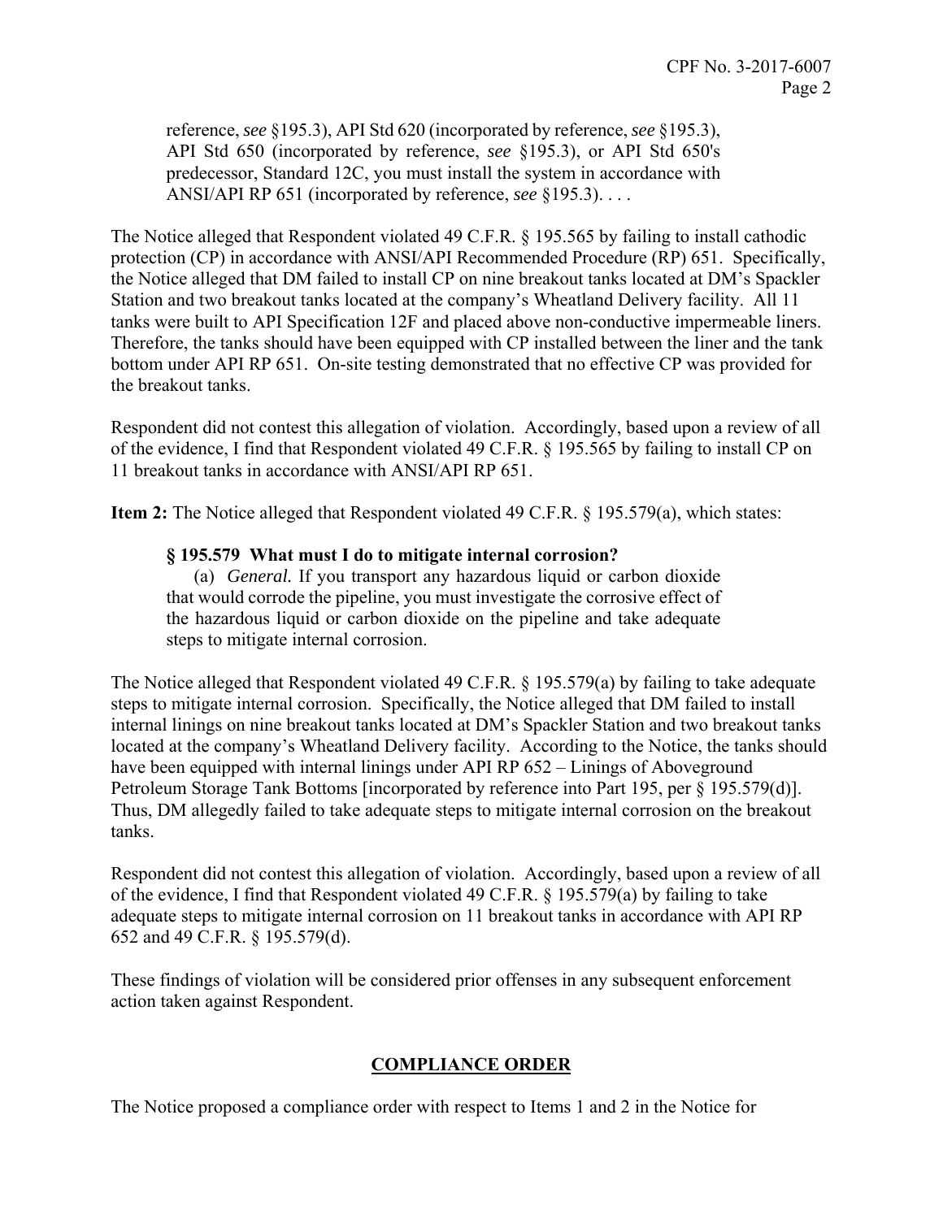reference, *see* §195.3), API Std 620 (incorporated by reference, *see* §195.3), API Std 650 (incorporated by reference, *see* §195.3), or API Std 650's predecessor, Standard 12C, you must install the system in accordance with ANSI/API RP 651 (incorporated by reference, *see* §195.3). . . .

The Notice alleged that Respondent violated 49 C.F.R. § 195.565 by failing to install cathodic protection (CP) in accordance with ANSI/API Recommended Procedure (RP) 651. Specifically, the Notice alleged that DM failed to install CP on nine breakout tanks located at DM's Spackler Station and two breakout tanks located at the company's Wheatland Delivery facility. All 11 tanks were built to API Specification 12F and placed above non-conductive impermeable liners. Therefore, the tanks should have been equipped with CP installed between the liner and the tank bottom under API RP 651. On-site testing demonstrated that no effective CP was provided for the breakout tanks.

Respondent did not contest this allegation of violation. Accordingly, based upon a review of all of the evidence, I find that Respondent violated 49 C.F.R. § 195.565 by failing to install CP on 11 breakout tanks in accordance with ANSI/API RP 651.

**Item 2:** The Notice alleged that Respondent violated 49 C.F.R. § 195.579(a), which states:

> **§ 195.579 What must I do to mitigate internal corrosion?**
>
> (a) *General.* If you transport any hazardous liquid or carbon dioxide that would corrode the pipeline, you must investigate the corrosive effect of the hazardous liquid or carbon dioxide on the pipeline and take adequate steps to mitigate internal corrosion.

The Notice alleged that Respondent violated 49 C.F.R. § 195.579(a) by failing to take adequate steps to mitigate internal corrosion. Specifically, the Notice alleged that DM failed to install internal linings on nine breakout tanks located at DM's Spackler Station and two breakout tanks located at the company's Wheatland Delivery facility. According to the Notice, the tanks should have been equipped with internal linings under API RP 652 – Linings of Aboveground Petroleum Storage Tank Bottoms [incorporated by reference into Part 195, per § 195.579(d)]. Thus, DM allegedly failed to take adequate steps to mitigate internal corrosion on the breakout tanks.

Respondent did not contest this allegation of violation. Accordingly, based upon a review of all of the evidence, I find that Respondent violated 49 C.F.R. § 195.579(a) by failing to take adequate steps to mitigate internal corrosion on 11 breakout tanks in accordance with API RP 652 and 49 C.F.R. § 195.579(d).

These findings of violation will be considered prior offenses in any subsequent enforcement action taken against Respondent.

## COMPLIANCE ORDER

The Notice proposed a compliance order with respect to Items 1 and 2 in the Notice for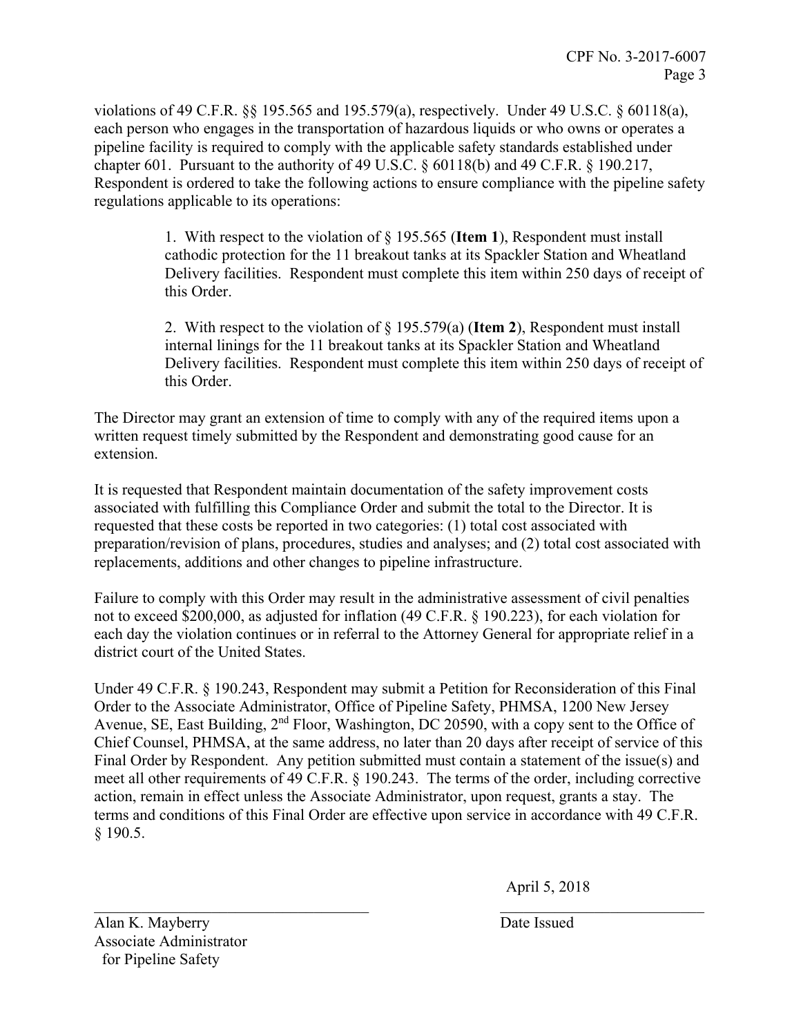violations of 49 C.F.R. §§ 195.565 and 195.579(a), respectively. Under 49 U.S.C. § 60118(a), each person who engages in the transportation of hazardous liquids or who owns or operates a pipeline facility is required to comply with the applicable safety standards established under chapter 601. Pursuant to the authority of 49 U.S.C. § 60118(b) and 49 C.F.R. § 190.217, Respondent is ordered to take the following actions to ensure compliance with the pipeline safety regulations applicable to its operations:

> 1. With respect to the violation of § 195.565 (**Item 1**), Respondent must install cathodic protection for the 11 breakout tanks at its Spackler Station and Wheatland Delivery facilities. Respondent must complete this item within 250 days of receipt of this Order.
>
> 2. With respect to the violation of § 195.579(a) (**Item 2**), Respondent must install internal linings for the 11 breakout tanks at its Spackler Station and Wheatland Delivery facilities. Respondent must complete this item within 250 days of receipt of this Order.

The Director may grant an extension of time to comply with any of the required items upon a written request timely submitted by the Respondent and demonstrating good cause for an extension.

It is requested that Respondent maintain documentation of the safety improvement costs associated with fulfilling this Compliance Order and submit the total to the Director. It is requested that these costs be reported in two categories: (1) total cost associated with preparation/revision of plans, procedures, studies and analyses; and (2) total cost associated with replacements, additions and other changes to pipeline infrastructure.

Failure to comply with this Order may result in the administrative assessment of civil penalties not to exceed $200,000, as adjusted for inflation (49 C.F.R. § 190.223), for each violation for each day the violation continues or in referral to the Attorney General for appropriate relief in a district court of the United States.

Under 49 C.F.R. § 190.243, Respondent may submit a Petition for Reconsideration of this Final Order to the Associate Administrator, Office of Pipeline Safety, PHMSA, 1200 New Jersey Avenue, SE, East Building, 2nd Floor, Washington, DC 20590, with a copy sent to the Office of Chief Counsel, PHMSA, at the same address, no later than 20 days after receipt of service of this Final Order by Respondent. Any petition submitted must contain a statement of the issue(s) and meet all other requirements of 49 C.F.R. § 190.243. The terms of the order, including corrective action, remain in effect unless the Associate Administrator, upon request, grants a stay. The terms and conditions of this Final Order are effective upon service in accordance with 49 C.F.R. § 190.5.

\_\_\_\_\_\_\_\_\_\_\_\_\_\_\_\_\_\_\_\_\_\_\_\_\_\_\_\_\_\_\_\_\_\_\_
Alan K. Mayberry
Associate Administrator
for Pipeline Safety

April 5, 2018
\_\_\_\_\_\_\_\_\_\_\_\_\_\_\_\_\_\_\_\_\_\_\_\_\_\_\_\_\_\_\_\_\_\_\_
Date Issued